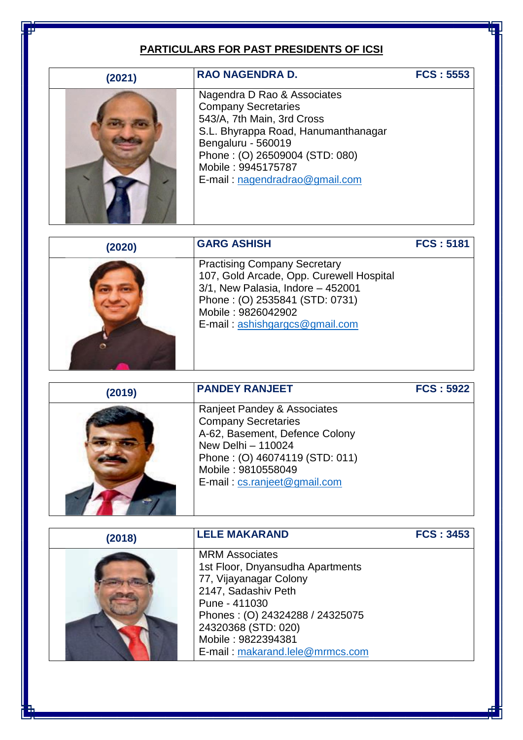## PARTICULARS FOR PAST PRESIDENTS OF ICSI

| (2021) | **RAO NAGENDRA D.** | **FCS : 5553** |
|---|---|---|
| | Nagendra D Rao & Associates<br>Company Secretaries<br>543/A, 7th Main, 3rd Cross<br>S.L. Bhyrappa Road, Hanumanthanagar<br>Bengaluru - 560019<br>Phone : (O) 26509004 (STD: 080)<br>Mobile : 9945175787<br>E-mail : nagendradrao@gmail.com | |

| (2020) | **GARG ASHISH** | **FCS : 5181** |
|---|---|---|
| | Practising Company Secretary<br>107, Gold Arcade, Opp. Curewell Hospital<br>3/1, New Palasia, Indore – 452001<br>Phone : (O) 2535841 (STD: 0731)<br>Mobile : 9826042902<br>E-mail : ashishgargcs@gmail.com | |

| (2019) | **PANDEY RANJEET** | **FCS : 5922** |
|---|---|---|
| | Ranjeet Pandey & Associates<br>Company Secretaries<br>A-62, Basement, Defence Colony<br>New Delhi – 110024<br>Phone : (O) 46074119 (STD: 011)<br>Mobile : 9810558049<br>E-mail : cs.ranjeet@gmail.com | |

| (2018) | **LELE MAKARAND** | **FCS : 3453** |
|---|---|---|
| | MRM Associates<br>1st Floor, Dnyansudha Apartments<br>77, Vijayanagar Colony<br>2147, Sadashiv Peth<br>Pune - 411030<br>Phones : (O) 24324288 / 24325075<br>24320368 (STD: 020)<br>Mobile : 9822394381<br>E-mail : makarand.lele@mrmcs.com | |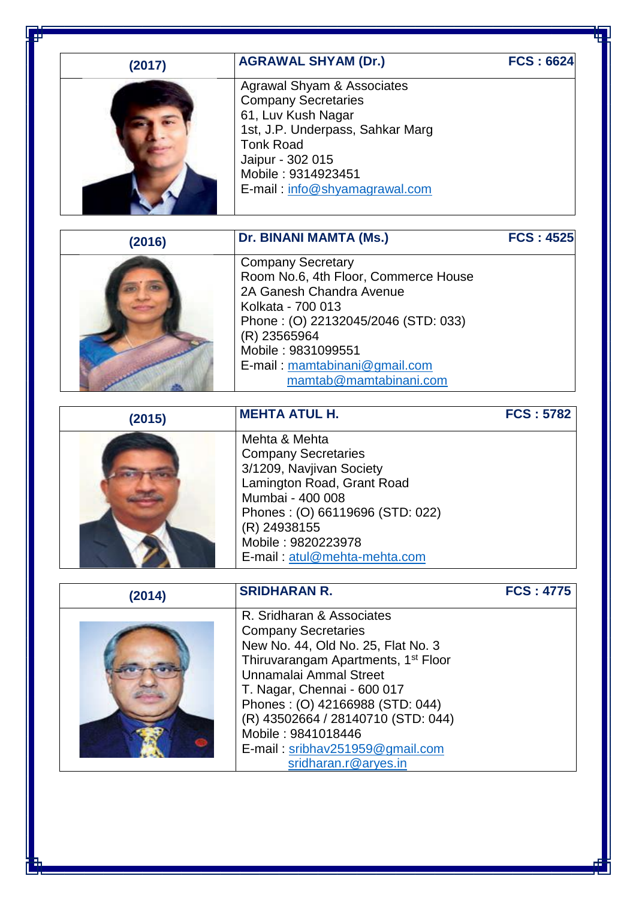| (2017) | **AGRAWAL SHYAM (Dr.)** — **FCS : 6624** |
|---|---|
| | Agrawal Shyam & Associates<br>Company Secretaries<br>61, Luv Kush Nagar<br>1st, J.P. Underpass, Sahkar Marg<br>Tonk Road<br>Jaipur - 302 015<br>Mobile : 9314923451<br>E-mail : info@shyamagrawal.com |

| (2016) | **Dr. BINANI MAMTA (Ms.)** — **FCS : 4525** |
|---|---|
| | Company Secretary<br>Room No.6, 4th Floor, Commerce House<br>2A Ganesh Chandra Avenue<br>Kolkata - 700 013<br>Phone : (O) 22132045/2046 (STD: 033)<br>(R) 23565964<br>Mobile : 9831099551<br>E-mail : mamtabinani@gmail.com<br>mamtab@mamtabinani.com |

| (2015) | **MEHTA ATUL H.** — **FCS : 5782** |
|---|---|
| | Mehta & Mehta<br>Company Secretaries<br>3/1209, Navjivan Society<br>Lamington Road, Grant Road<br>Mumbai - 400 008<br>Phones : (O) 66119696 (STD: 022)<br>(R) 24938155<br>Mobile : 9820223978<br>E-mail : atul@mehta-mehta.com |

| (2014) | **SRIDHARAN R.** — **FCS : 4775** |
|---|---|
| | R. Sridharan & Associates<br>Company Secretaries<br>New No. 44, Old No. 25, Flat No. 3<br>Thiruvarangam Apartments, 1st Floor<br>Unnamalai Ammal Street<br>T. Nagar, Chennai - 600 017<br>Phones : (O) 42166988 (STD: 044)<br>(R) 43502664 / 28140710 (STD: 044)<br>Mobile : 9841018446<br>E-mail : sribhav251959@gmail.com<br>sridharan.r@aryes.in |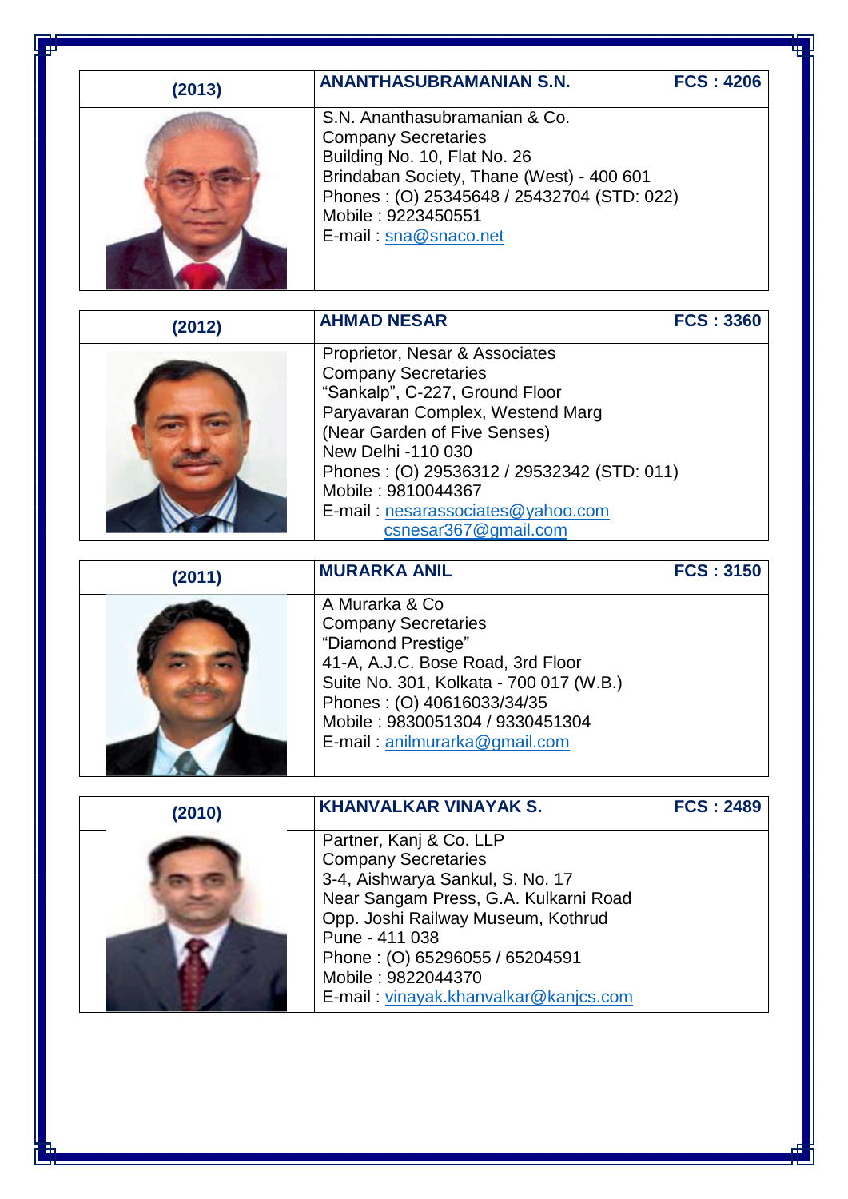| (2013) | ANANTHASUBRAMANIAN S.N. FCS : 4206 |
|---|---|
| | S.N. Ananthasubramanian & Co.<br>Company Secretaries<br>Building No. 10, Flat No. 26<br>Brindaban Society, Thane (West) - 400 601<br>Phones : (O) 25345648 / 25432704 (STD: 022)<br>Mobile : 9223450551<br>E-mail : sna@snaco.net |

| (2012) | AHMAD NESAR FCS : 3360 |
|---|---|
| | Proprietor, Nesar & Associates<br>Company Secretaries<br>"Sankalp", C-227, Ground Floor<br>Paryavaran Complex, Westend Marg<br>(Near Garden of Five Senses)<br>New Delhi -110 030<br>Phones : (O) 29536312 / 29532342 (STD: 011)<br>Mobile : 9810044367<br>E-mail : nesarassociates@yahoo.com<br>csnesar367@gmail.com |

| (2011) | MURARKA ANIL FCS : 3150 |
|---|---|
| | A Murarka & Co<br>Company Secretaries<br>"Diamond Prestige"<br>41-A, A.J.C. Bose Road, 3rd Floor<br>Suite No. 301, Kolkata - 700 017 (W.B.)<br>Phones : (O) 40616033/34/35<br>Mobile : 9830051304 / 9330451304<br>E-mail : anilmurarka@gmail.com |

| (2010) | KHANVALKAR VINAYAK S. FCS : 2489 |
|---|---|
| | Partner, Kanj & Co. LLP<br>Company Secretaries<br>3-4, Aishwarya Sankul, S. No. 17<br>Near Sangam Press, G.A. Kulkarni Road<br>Opp. Joshi Railway Museum, Kothrud<br>Pune - 411 038<br>Phone : (O) 65296055 / 65204591<br>Mobile : 9822044370<br>E-mail : vinayak.khanvalkar@kanjcs.com |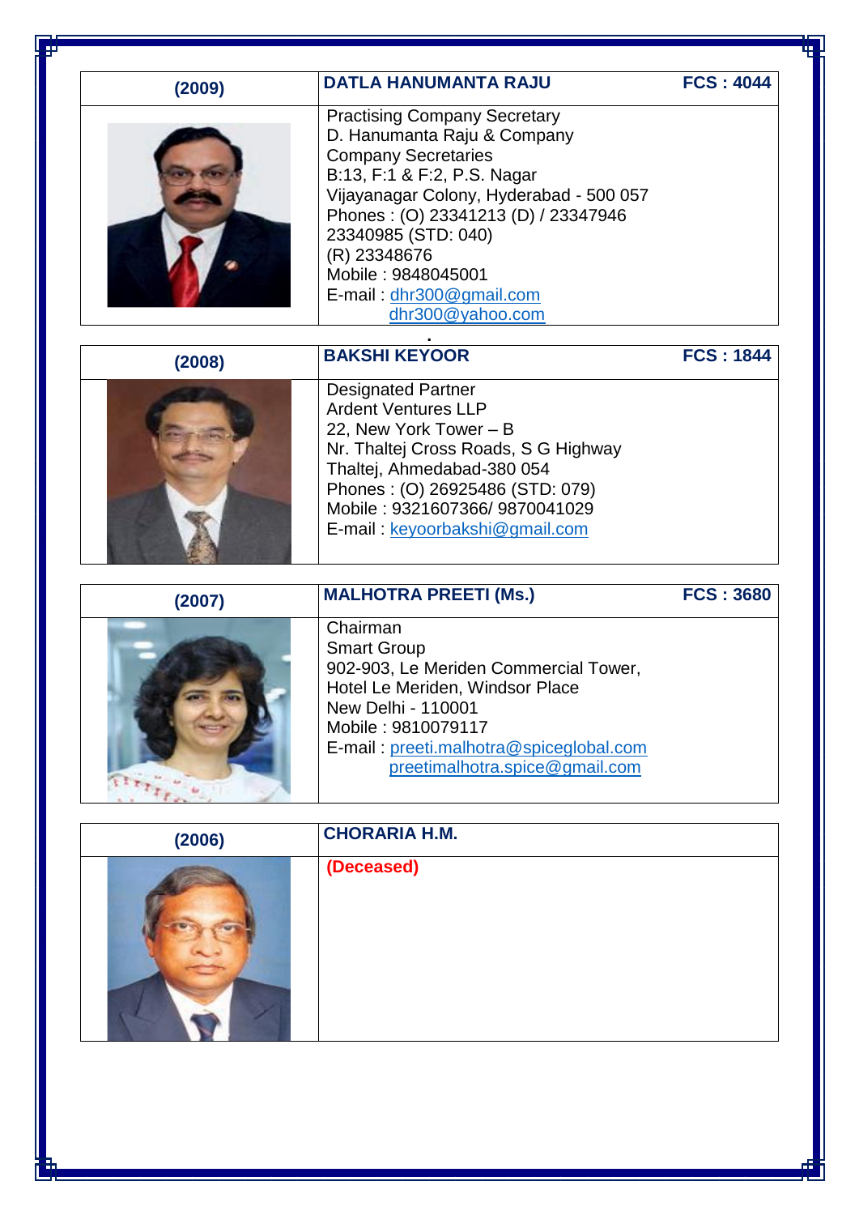| (2009) | **DATLA HANUMANTA RAJU** | **FCS : 4044** |
|---|---|---|
| | Practising Company Secretary<br>D. Hanumanta Raju & Company<br>Company Secretaries<br>B:13, F:1 & F:2, P.S. Nagar<br>Vijayanagar Colony, Hyderabad - 500 057<br>Phones : (O) 23341213 (D) / 23347946<br>23340985 (STD: 040)<br>(R) 23348676<br>Mobile : 9848045001<br>E-mail : dhr300@gmail.com<br>dhr300@yahoo.com | |

| (2008) | **BAKSHI KEYOOR** | **FCS : 1844** |
|---|---|---|
| | Designated Partner<br>Ardent Ventures LLP<br>22, New York Tower – B<br>Nr. Thaltej Cross Roads, S G Highway<br>Thaltej, Ahmedabad-380 054<br>Phones : (O) 26925486 (STD: 079)<br>Mobile : 9321607366/ 9870041029<br>E-mail : keyoorbakshi@gmail.com | |

| (2007) | **MALHOTRA PREETI (Ms.)** | **FCS : 3680** |
|---|---|---|
| | Chairman<br>Smart Group<br>902-903, Le Meriden Commercial Tower,<br>Hotel Le Meriden, Windsor Place<br>New Delhi - 110001<br>Mobile : 9810079117<br>E-mail : preeti.malhotra@spiceglobal.com<br>preetimalhotra.spice@gmail.com | |

| (2006) | **CHORARIA H.M.** |
|---|---|
| | **(Deceased)** |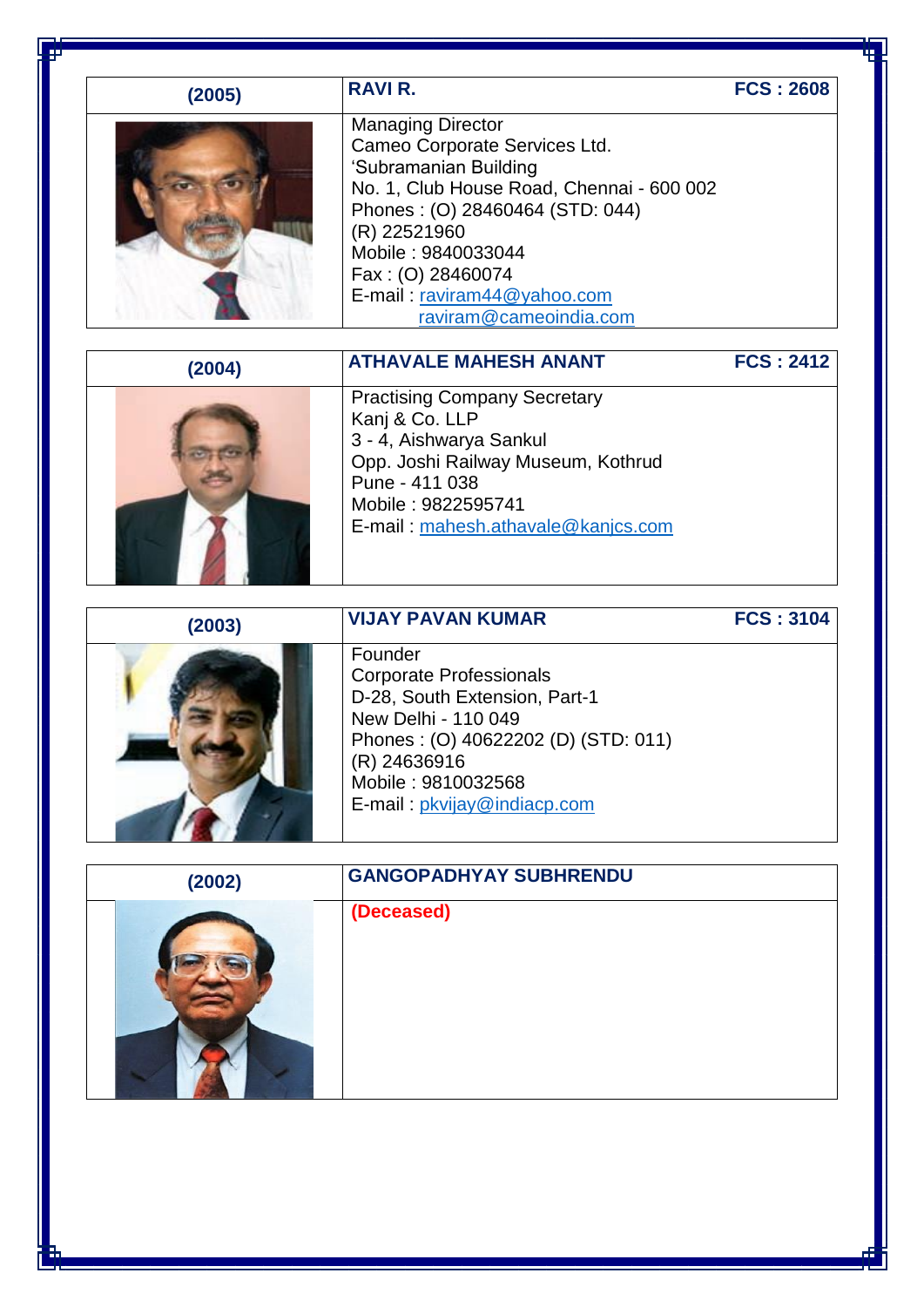| (2005) | RAVI R. | FCS : 2608 |
|---|---|---|
| | Managing Director<br>Cameo Corporate Services Ltd.<br>'Subramanian Building<br>No. 1, Club House Road, Chennai - 600 002<br>Phones : (O) 28460464 (STD: 044)<br>(R) 22521960<br>Mobile : 9840033044<br>Fax : (O) 28460074<br>E-mail : raviram44@yahoo.com<br>raviram@cameoindia.com | |

| (2004) | ATHAVALE MAHESH ANANT | FCS : 2412 |
|---|---|---|
| | Practising Company Secretary<br>Kanj & Co. LLP<br>3 - 4, Aishwarya Sankul<br>Opp. Joshi Railway Museum, Kothrud<br>Pune - 411 038<br>Mobile : 9822595741<br>E-mail : mahesh.athavale@kanjcs.com | |

| (2003) | VIJAY PAVAN KUMAR | FCS : 3104 |
|---|---|---|
| | Founder<br>Corporate Professionals<br>D-28, South Extension, Part-1<br>New Delhi - 110 049<br>Phones : (O) 40622202 (D) (STD: 011)<br>(R) 24636916<br>Mobile : 9810032568<br>E-mail : pkvijay@indiacp.com | |

| (2002) | GANGOPADHYAY SUBHRENDU |
|---|---|
| | **(Deceased)** |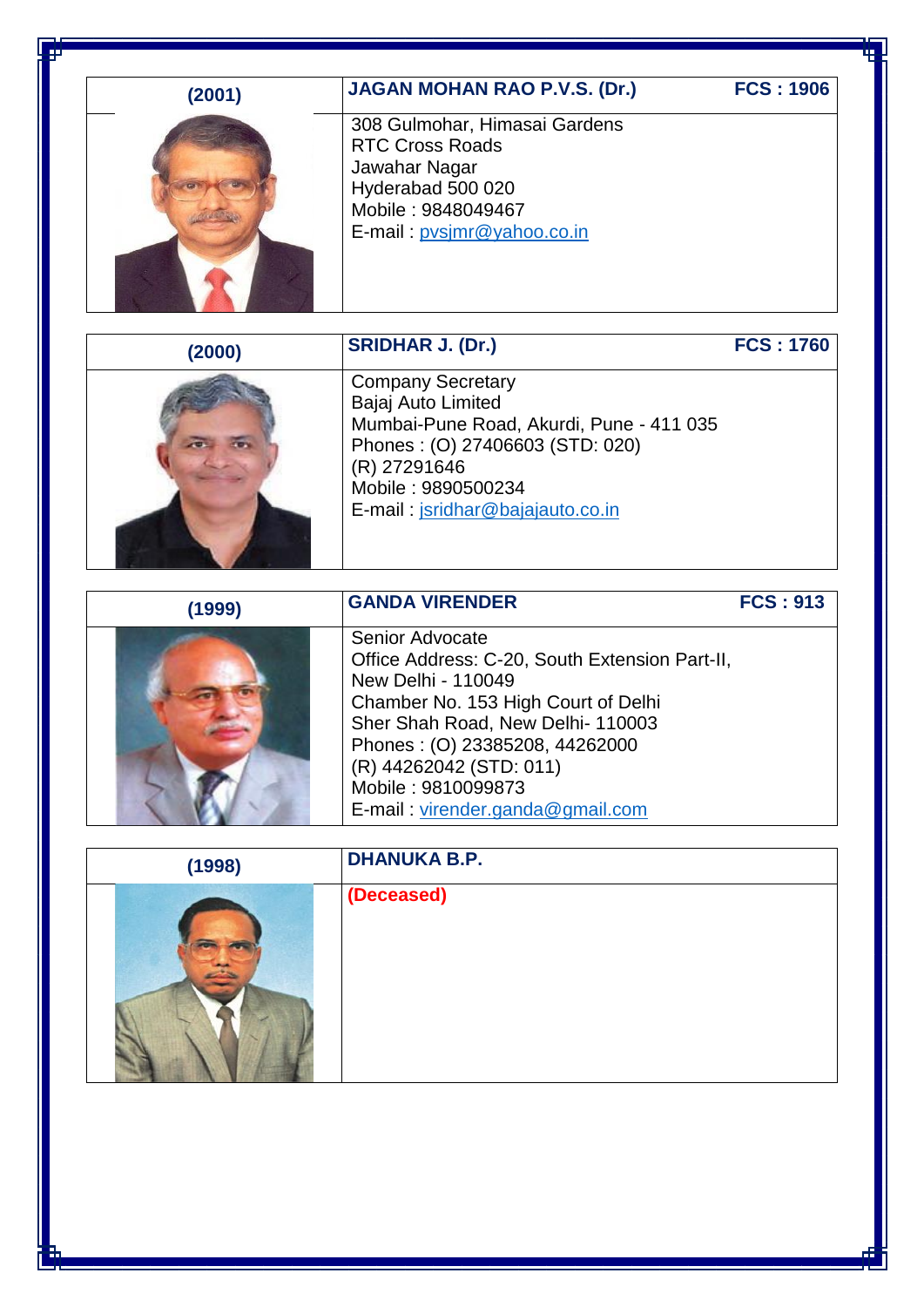| (2001) | JAGAN MOHAN RAO P.V.S. (Dr.) | FCS : 1906 |
|---|---|---|
| | 308 Gulmohar, Himasai Gardens<br>RTC Cross Roads<br>Jawahar Nagar<br>Hyderabad 500 020<br>Mobile : 9848049467<br>E-mail : pvsjmr@yahoo.co.in | |

| (2000) | SRIDHAR J. (Dr.) | FCS : 1760 |
|---|---|---|
| | Company Secretary<br>Bajaj Auto Limited<br>Mumbai-Pune Road, Akurdi, Pune - 411 035<br>Phones : (O) 27406603 (STD: 020)<br>(R) 27291646<br>Mobile : 9890500234<br>E-mail : jsridhar@bajajauto.co.in | |

| (1999) | GANDA VIRENDER | FCS : 913 |
|---|---|---|
| | Senior Advocate<br>Office Address: C-20, South Extension Part-II,<br>New Delhi - 110049<br>Chamber No. 153 High Court of Delhi<br>Sher Shah Road, New Delhi- 110003<br>Phones : (O) 23385208, 44262000<br>(R) 44262042 (STD: 011)<br>Mobile : 9810099873<br>E-mail : virender.ganda@gmail.com | |

| (1998) | DHANUKA B.P. |
|---|---|
| | **(Deceased)** |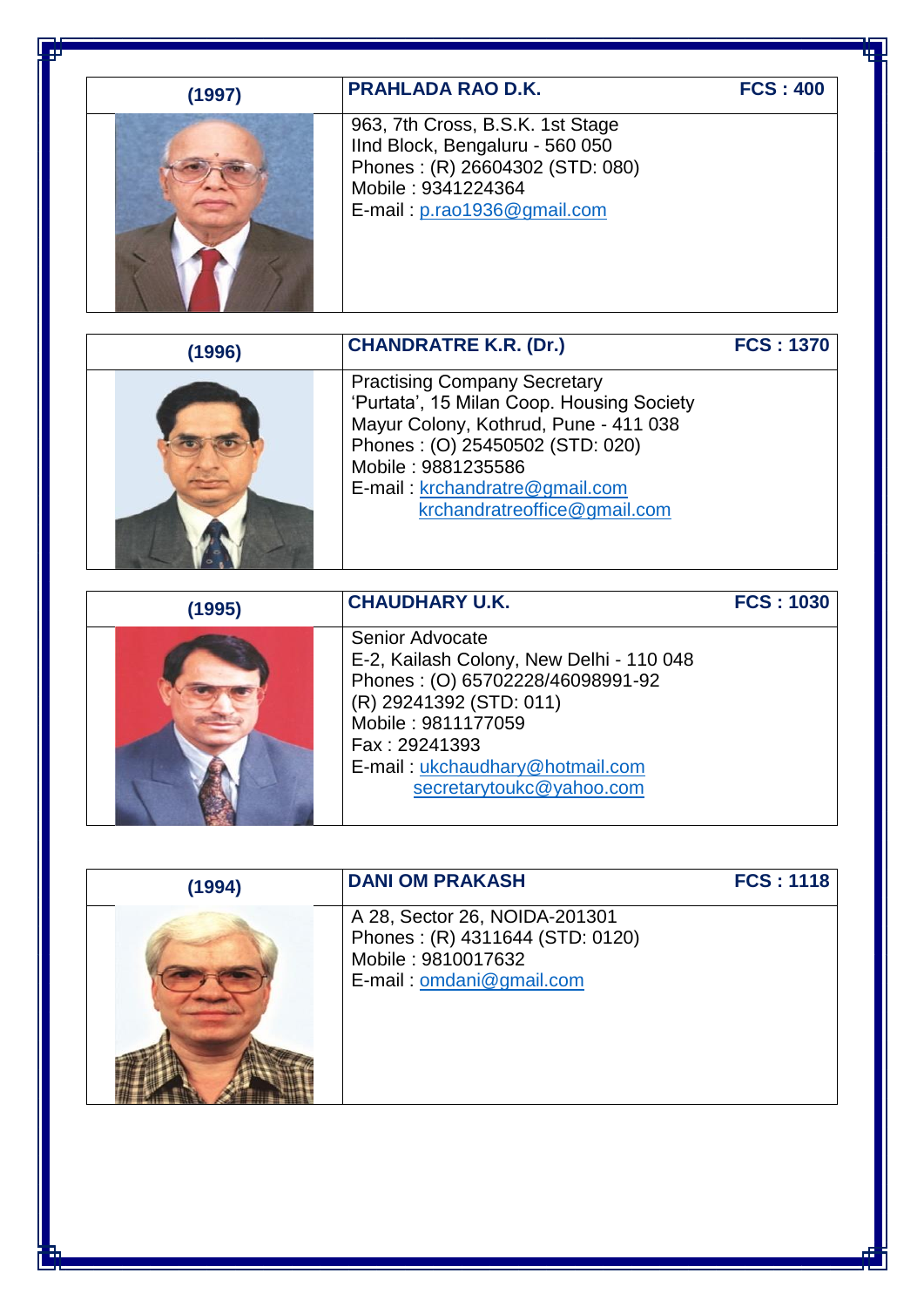| (1997) | PRAHLADA RAO D.K. FCS : 400 |
|---|---|
| | 963, 7th Cross, B.S.K. 1st Stage<br>IInd Block, Bengaluru - 560 050<br>Phones : (R) 26604302 (STD: 080)<br>Mobile : 9341224364<br>E-mail : p.rao1936@gmail.com |

| (1996) | CHANDRATRE K.R. (Dr.) FCS : 1370 |
|---|---|
| | Practising Company Secretary<br>'Purtata', 15 Milan Coop. Housing Society<br>Mayur Colony, Kothrud, Pune - 411 038<br>Phones : (O) 25450502 (STD: 020)<br>Mobile : 9881235586<br>E-mail : krchandratre@gmail.com<br>krchandratreoffice@gmail.com |

| (1995) | CHAUDHARY U.K. FCS : 1030 |
|---|---|
| | Senior Advocate<br>E-2, Kailash Colony, New Delhi - 110 048<br>Phones : (O) 65702228/46098991-92<br>(R) 29241392 (STD: 011)<br>Mobile : 9811177059<br>Fax : 29241393<br>E-mail : ukchaudhary@hotmail.com<br>secretarytoukc@yahoo.com |

| (1994) | DANI OM PRAKASH FCS : 1118 |
|---|---|
| | A 28, Sector 26, NOIDA-201301<br>Phones : (R) 4311644 (STD: 0120)<br>Mobile : 9810017632<br>E-mail : omdani@gmail.com |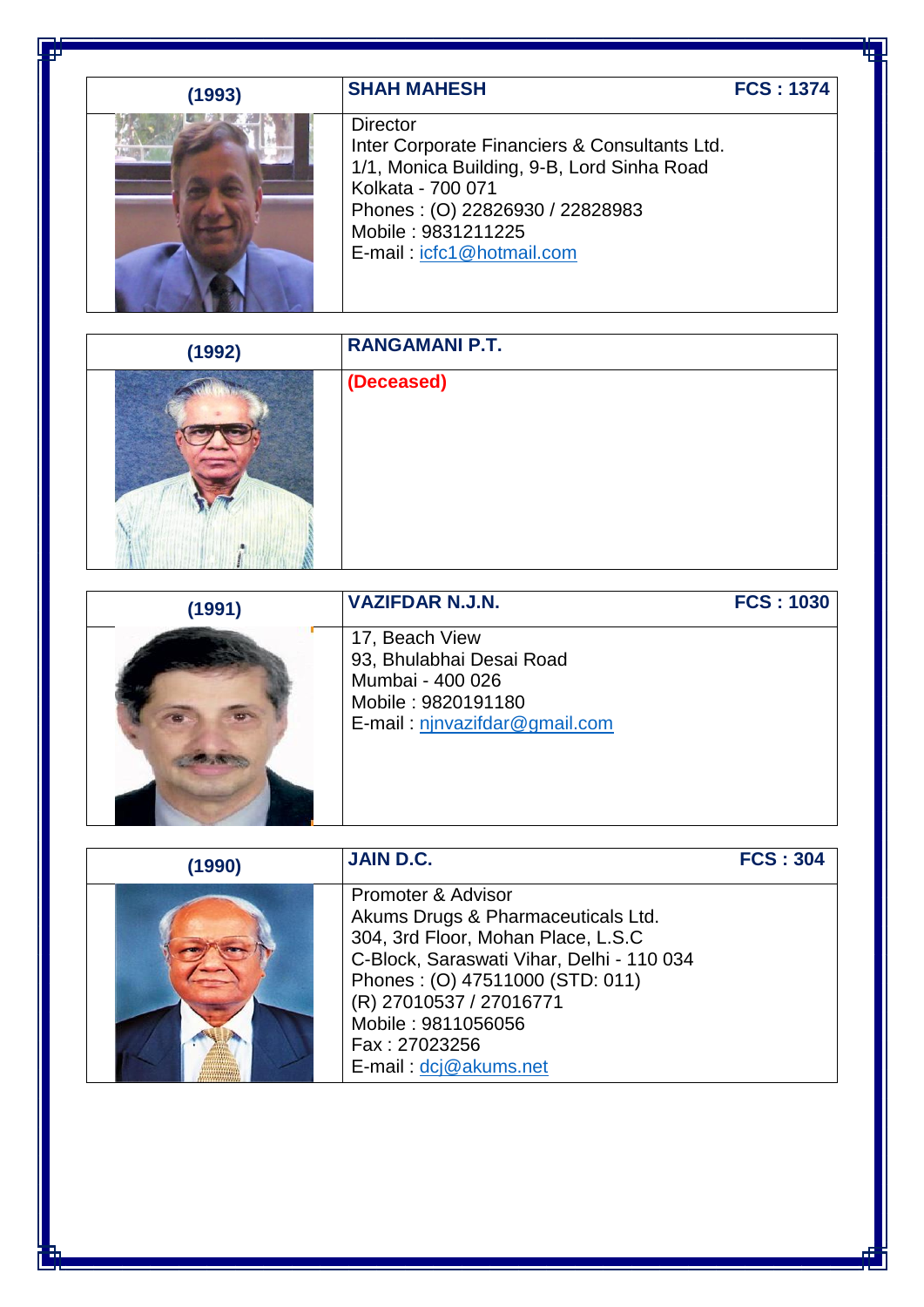| (1993) | SHAH MAHESH | FCS : 1374 |
|---|---|---|
| | Director<br>Inter Corporate Financiers & Consultants Ltd.<br>1/1, Monica Building, 9-B, Lord Sinha Road<br>Kolkata - 700 071<br>Phones : (O) 22826930 / 22828983<br>Mobile : 9831211225<br>E-mail : icfc1@hotmail.com | |

| (1992) | RANGAMANI P.T. |
|---|---|
| | **(Deceased)** |

| (1991) | VAZIFDAR N.J.N. | FCS : 1030 |
|---|---|---|
| | 17, Beach View<br>93, Bhulabhai Desai Road<br>Mumbai - 400 026<br>Mobile : 9820191180<br>E-mail : njnvazifdar@gmail.com | |

| (1990) | JAIN D.C. | FCS : 304 |
|---|---|---|
| | Promoter & Advisor<br>Akums Drugs & Pharmaceuticals Ltd.<br>304, 3rd Floor, Mohan Place, L.S.C<br>C-Block, Saraswati Vihar, Delhi - 110 034<br>Phones : (O) 47511000 (STD: 011)<br>(R) 27010537 / 27016771<br>Mobile : 9811056056<br>Fax : 27023256<br>E-mail : dcj@akums.net | |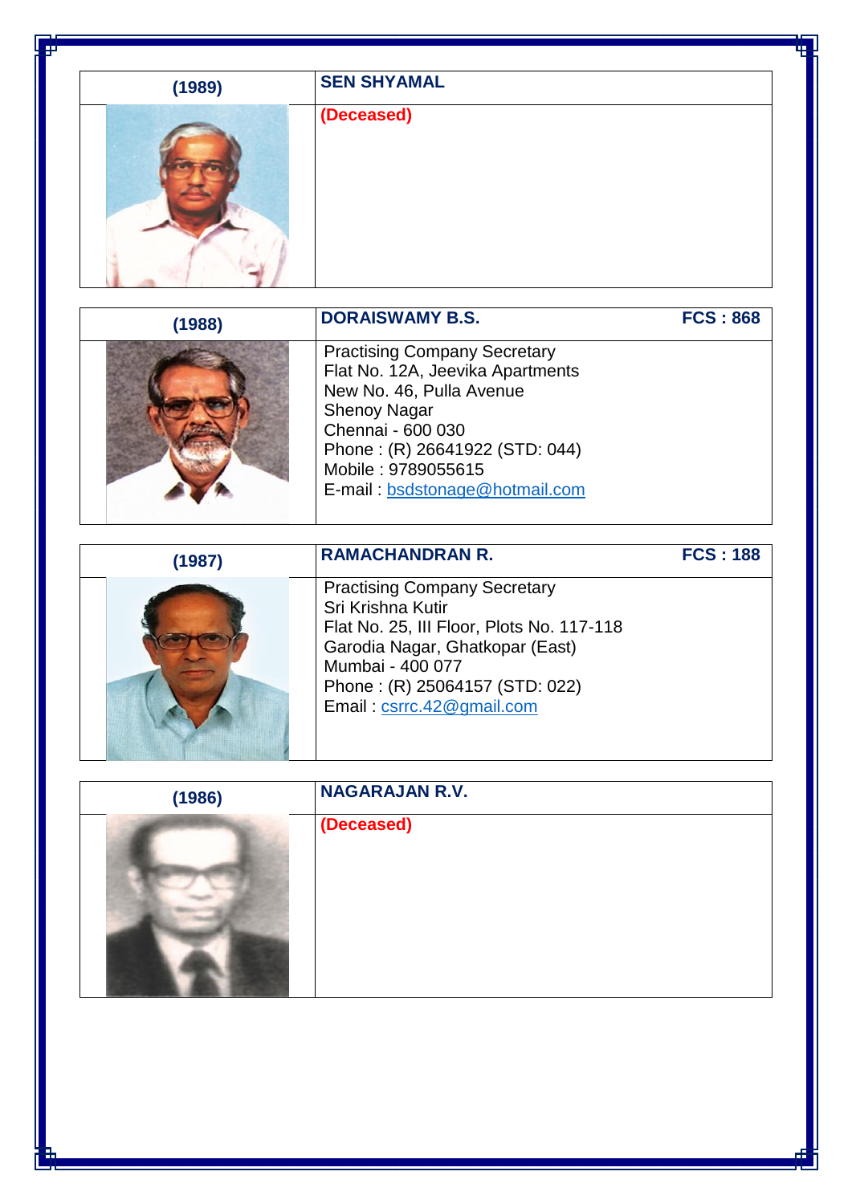| (1989) | SEN SHYAMAL |
| --- | --- |
| | **(Deceased)** |

| (1988) | DORAISWAMY B.S. &nbsp;&nbsp;&nbsp;&nbsp; FCS : 868 |
| --- | --- |
| | Practising Company Secretary<br>Flat No. 12A, Jeevika Apartments<br>New No. 46, Pulla Avenue<br>Shenoy Nagar<br>Chennai - 600 030<br>Phone : (R) 26641922 (STD: 044)<br>Mobile : 9789055615<br>E-mail : bsdstonage@hotmail.com |

| (1987) | RAMACHANDRAN R. &nbsp;&nbsp;&nbsp;&nbsp; FCS : 188 |
| --- | --- |
| | Practising Company Secretary<br>Sri Krishna Kutir<br>Flat No. 25, III Floor, Plots No. 117-118<br>Garodia Nagar, Ghatkopar (East)<br>Mumbai - 400 077<br>Phone : (R) 25064157 (STD: 022)<br>Email : csrrc.42@gmail.com |

| (1986) | NAGARAJAN R.V. |
| --- | --- |
| | **(Deceased)** |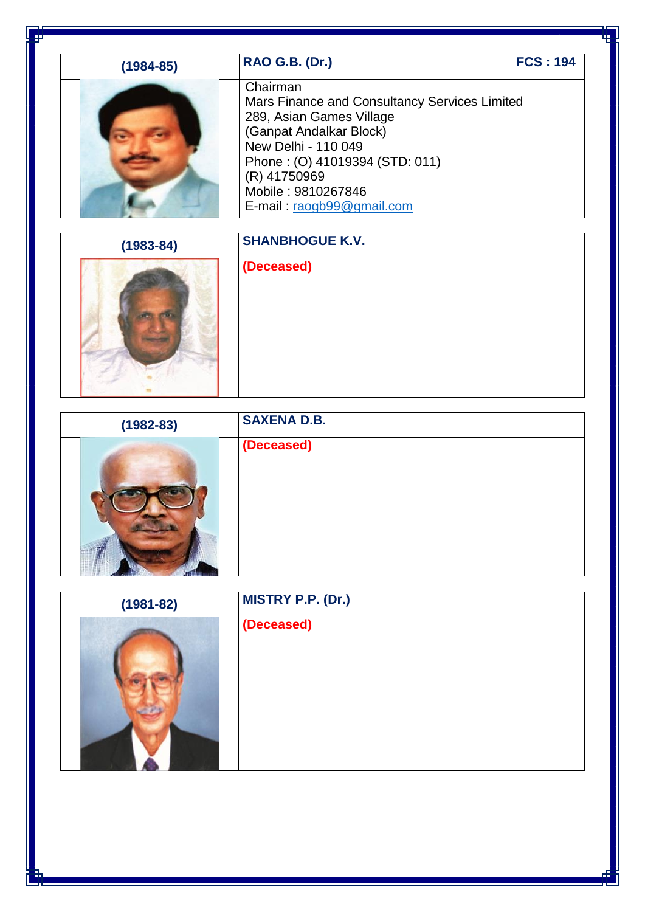| (1984-85) | RAO G.B. (Dr.) FCS : 194 |
|---|---|
| | Chairman<br>Mars Finance and Consultancy Services Limited<br>289, Asian Games Village<br>(Ganpat Andalkar Block)<br>New Delhi - 110 049<br>Phone : (O) 41019394 (STD: 011)<br>(R) 41750969<br>Mobile : 9810267846<br>E-mail : raogb99@gmail.com |

| (1983-84) | SHANBHOGUE K.V. |
|---|---|
| | (Deceased) |

| (1982-83) | SAXENA D.B. |
|---|---|
| | (Deceased) |

| (1981-82) | MISTRY P.P. (Dr.) |
|---|---|
| | (Deceased) |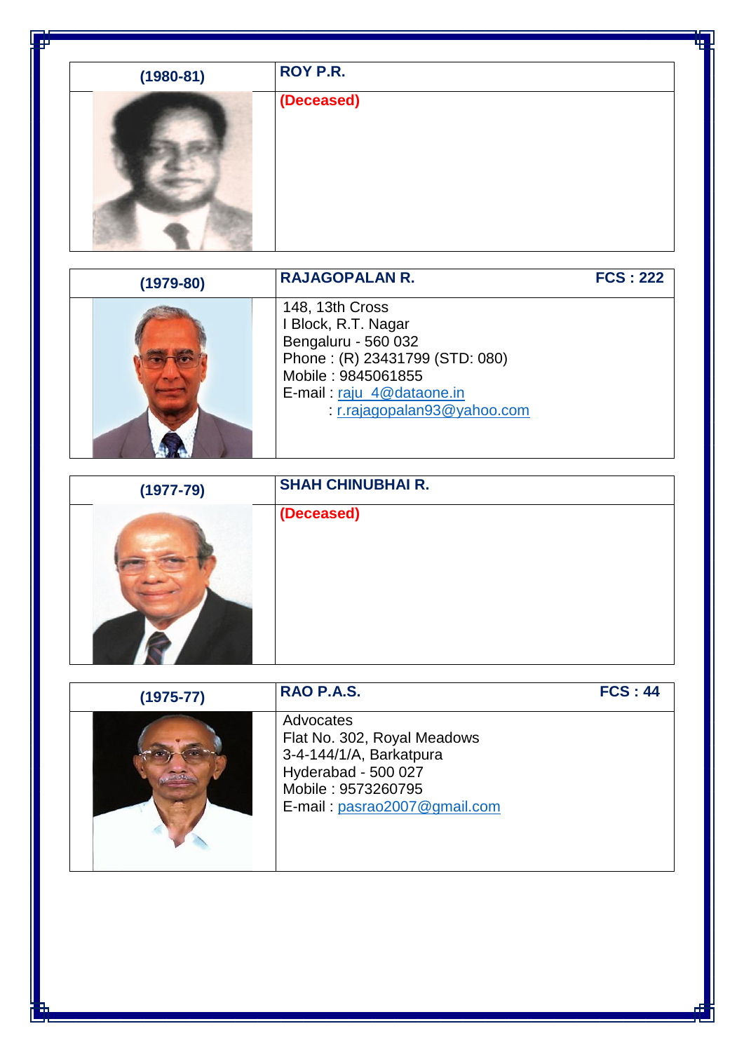| (1980-81) | ROY P.R. |
|---|---|
| | **(Deceased)** |

| (1979-80) | RAJAGOPALAN R. FCS : 222 |
|---|---|
| | 148, 13th Cross<br>I Block, R.T. Nagar<br>Bengaluru - 560 032<br>Phone : (R) 23431799 (STD: 080)<br>Mobile : 9845061855<br>E-mail : raju_4@dataone.in<br>: r.rajagopalan93@yahoo.com |

| (1977-79) | SHAH CHINUBHAI R. |
|---|---|
| | **(Deceased)** |

| (1975-77) | RAO P.A.S. FCS : 44 |
|---|---|
| | Advocates<br>Flat No. 302, Royal Meadows<br>3-4-144/1/A, Barkatpura<br>Hyderabad - 500 027<br>Mobile : 9573260795<br>E-mail : pasrao2007@gmail.com |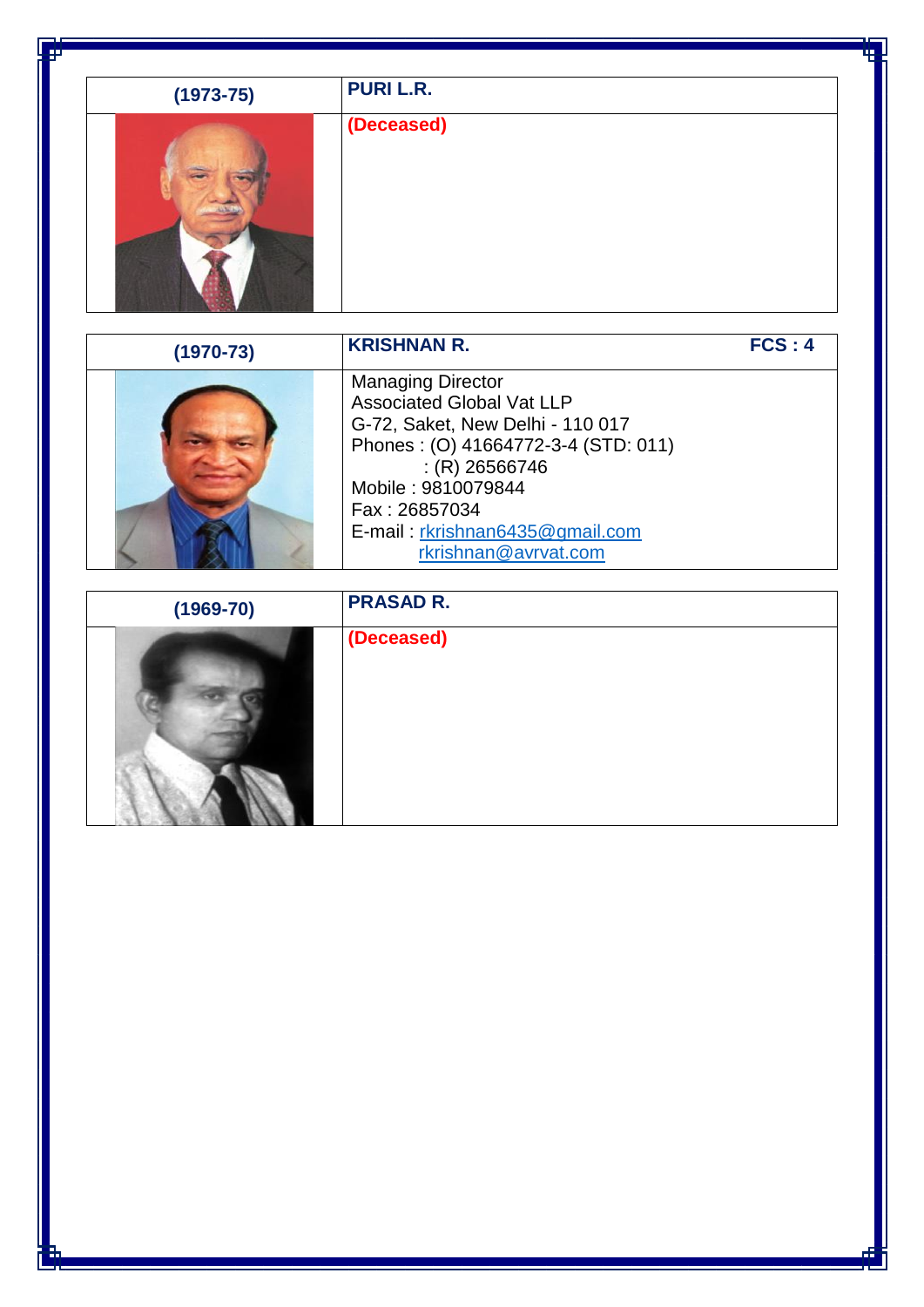| (1973-75) | PURI L.R. |
| --- | --- |
| | (Deceased) |

| (1970-73) | KRISHNAN R. FCS : 4 |
| --- | --- |
| | Managing Director<br>Associated Global Vat LLP<br>G-72, Saket, New Delhi - 110 017<br>Phones : (O) 41664772-3-4 (STD: 011)<br>: (R) 26566746<br>Mobile : 9810079844<br>Fax : 26857034<br>E-mail : rkrishnan6435@gmail.com<br>rkrishnan@avrvat.com |

| (1969-70) | PRASAD R. |
| --- | --- |
| | (Deceased) |